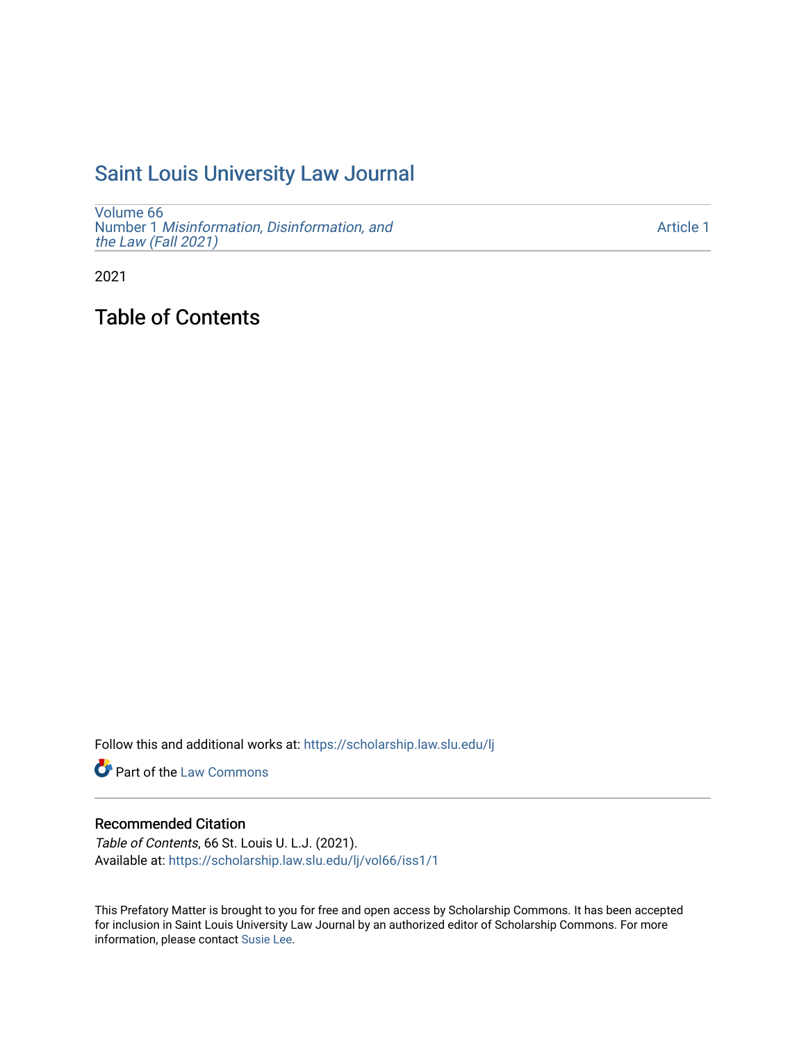# Saint Louis University Law Journal

Volume 66
Number 1 *Misinformation, Disinformation, and the Law (Fall 2021)*

Article 1

2021

## Table of Contents

Follow this and additional works at: https://scholarship.law.slu.edu/lj

Part of the Law Commons

### Recommended Citation

*Table of Contents*, 66 St. Louis U. L.J. (2021).
Available at: https://scholarship.law.slu.edu/lj/vol66/iss1/1

This Prefatory Matter is brought to you for free and open access by Scholarship Commons. It has been accepted for inclusion in Saint Louis University Law Journal by an authorized editor of Scholarship Commons. For more information, please contact Susie Lee.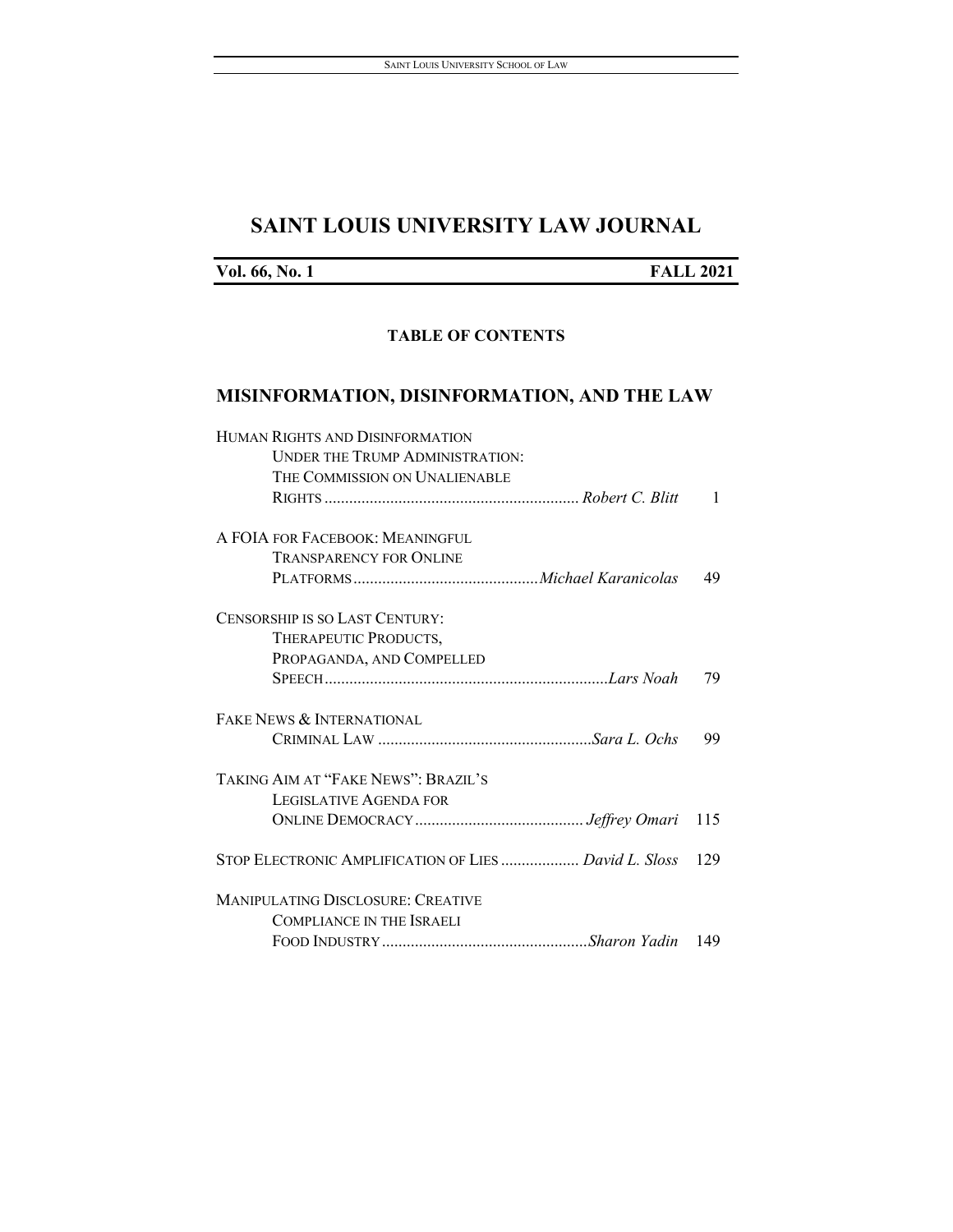# SAINT LOUIS UNIVERSITY LAW JOURNAL

**Vol. 66, No. 1** **FALL 2021**

**TABLE OF CONTENTS**

## MISINFORMATION, DISINFORMATION, AND THE LAW

HUMAN RIGHTS AND DISINFORMATION UNDER THE TRUMP ADMINISTRATION: THE COMMISSION ON UNALIENABLE RIGHTS ............ *Robert C. Blitt* 1

A FOIA FOR FACEBOOK: MEANINGFUL TRANSPARENCY FOR ONLINE PLATFORMS ............ *Michael Karanicolas* 49

CENSORSHIP IS SO LAST CENTURY: THERAPEUTIC PRODUCTS, PROPAGANDA, AND COMPELLED SPEECH ............ *Lars Noah* 79

FAKE NEWS & INTERNATIONAL CRIMINAL LAW ............ *Sara L. Ochs* 99

TAKING AIM AT "FAKE NEWS": BRAZIL'S LEGISLATIVE AGENDA FOR ONLINE DEMOCRACY ............ *Jeffrey Omari* 115

STOP ELECTRONIC AMPLIFICATION OF LIES ............ *David L. Sloss* 129

MANIPULATING DISCLOSURE: CREATIVE COMPLIANCE IN THE ISRAELI FOOD INDUSTRY ............ *Sharon Yadin* 149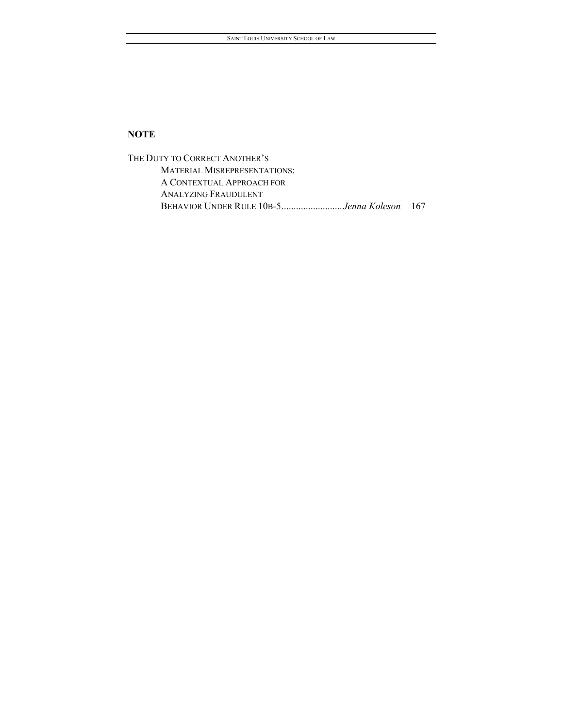**NOTE**

THE DUTY TO CORRECT ANOTHER'S MATERIAL MISREPRESENTATIONS: A CONTEXTUAL APPROACH FOR ANALYZING FRAUDULENT BEHAVIOR UNDER RULE 10B-5 ......................... *Jenna Koleson* 167